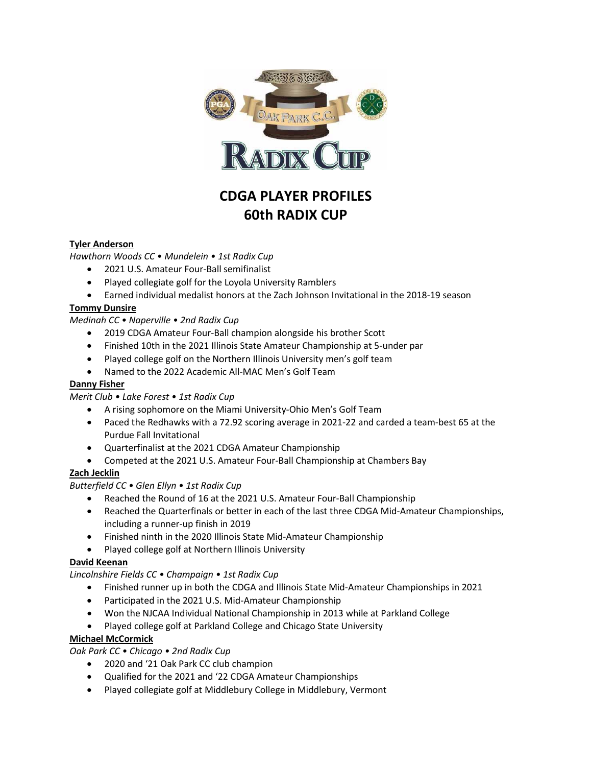# CDGA PLAYER PROFILES
# 60th RADIX CUP

**Tyler Anderson**

*Hawthorn Woods CC • Mundelein • 1st Radix Cup*

- 2021 U.S. Amateur Four-Ball semifinalist
- Played collegiate golf for the Loyola University Ramblers
- Earned individual medalist honors at the Zach Johnson Invitational in the 2018-19 season

**Tommy Dunsire**

*Medinah CC • Naperville • 2nd Radix Cup*

- 2019 CDGA Amateur Four-Ball champion alongside his brother Scott
- Finished 10th in the 2021 Illinois State Amateur Championship at 5-under par
- Played college golf on the Northern Illinois University men's golf team
- Named to the 2022 Academic All-MAC Men's Golf Team

**Danny Fisher**

*Merit Club • Lake Forest • 1st Radix Cup*

- A rising sophomore on the Miami University-Ohio Men's Golf Team
- Paced the Redhawks with a 72.92 scoring average in 2021-22 and carded a team-best 65 at the Purdue Fall Invitational
- Quarterfinalist at the 2021 CDGA Amateur Championship
- Competed at the 2021 U.S. Amateur Four-Ball Championship at Chambers Bay

**Zach Jecklin**

*Butterfield CC • Glen Ellyn • 1st Radix Cup*

- Reached the Round of 16 at the 2021 U.S. Amateur Four-Ball Championship
- Reached the Quarterfinals or better in each of the last three CDGA Mid-Amateur Championships, including a runner-up finish in 2019
- Finished ninth in the 2020 Illinois State Mid-Amateur Championship
- Played college golf at Northern Illinois University

**David Keenan**

*Lincolnshire Fields CC • Champaign • 1st Radix Cup*

- Finished runner up in both the CDGA and Illinois State Mid-Amateur Championships in 2021
- Participated in the 2021 U.S. Mid-Amateur Championship
- Won the NJCAA Individual National Championship in 2013 while at Parkland College
- Played college golf at Parkland College and Chicago State University

**Michael McCormick**

*Oak Park CC • Chicago • 2nd Radix Cup*

- 2020 and '21 Oak Park CC club champion
- Qualified for the 2021 and '22 CDGA Amateur Championships
- Played collegiate golf at Middlebury College in Middlebury, Vermont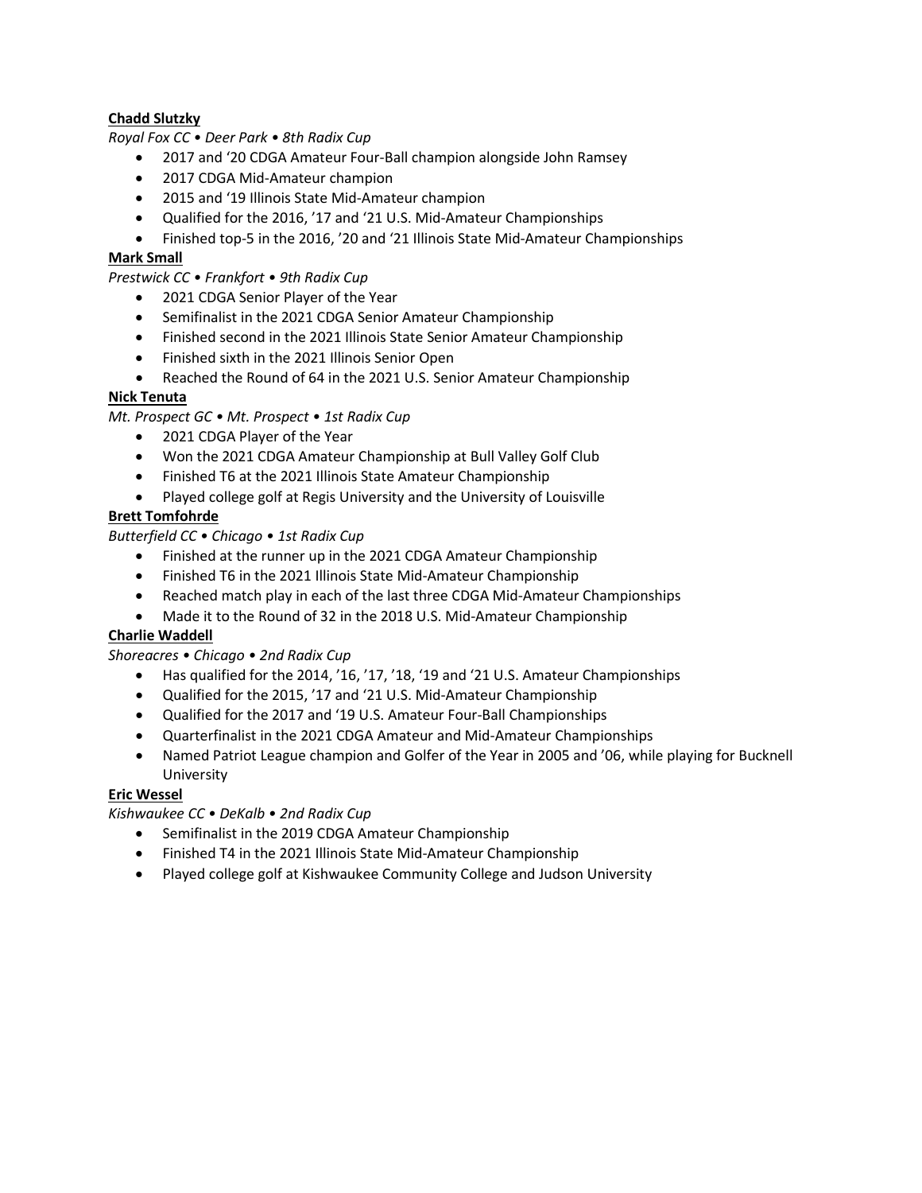**Chadd Slutzky**

*Royal Fox CC • Deer Park • 8th Radix Cup*

- 2017 and '20 CDGA Amateur Four-Ball champion alongside John Ramsey
- 2017 CDGA Mid-Amateur champion
- 2015 and '19 Illinois State Mid-Amateur champion
- Qualified for the 2016, '17 and '21 U.S. Mid-Amateur Championships
- Finished top-5 in the 2016, '20 and '21 Illinois State Mid-Amateur Championships

**Mark Small**

*Prestwick CC • Frankfort • 9th Radix Cup*

- 2021 CDGA Senior Player of the Year
- Semifinalist in the 2021 CDGA Senior Amateur Championship
- Finished second in the 2021 Illinois State Senior Amateur Championship
- Finished sixth in the 2021 Illinois Senior Open
- Reached the Round of 64 in the 2021 U.S. Senior Amateur Championship

**Nick Tenuta**

*Mt. Prospect GC • Mt. Prospect • 1st Radix Cup*

- 2021 CDGA Player of the Year
- Won the 2021 CDGA Amateur Championship at Bull Valley Golf Club
- Finished T6 at the 2021 Illinois State Amateur Championship
- Played college golf at Regis University and the University of Louisville

**Brett Tomfohrde**

*Butterfield CC • Chicago • 1st Radix Cup*

- Finished at the runner up in the 2021 CDGA Amateur Championship
- Finished T6 in the 2021 Illinois State Mid-Amateur Championship
- Reached match play in each of the last three CDGA Mid-Amateur Championships
- Made it to the Round of 32 in the 2018 U.S. Mid-Amateur Championship

**Charlie Waddell**

*Shoreacres • Chicago • 2nd Radix Cup*

- Has qualified for the 2014, '16, '17, '18, '19 and '21 U.S. Amateur Championships
- Qualified for the 2015, '17 and '21 U.S. Mid-Amateur Championship
- Qualified for the 2017 and '19 U.S. Amateur Four-Ball Championships
- Quarterfinalist in the 2021 CDGA Amateur and Mid-Amateur Championships
- Named Patriot League champion and Golfer of the Year in 2005 and '06, while playing for Bucknell University

**Eric Wessel**

*Kishwaukee CC • DeKalb • 2nd Radix Cup*

- Semifinalist in the 2019 CDGA Amateur Championship
- Finished T4 in the 2021 Illinois State Mid-Amateur Championship
- Played college golf at Kishwaukee Community College and Judson University